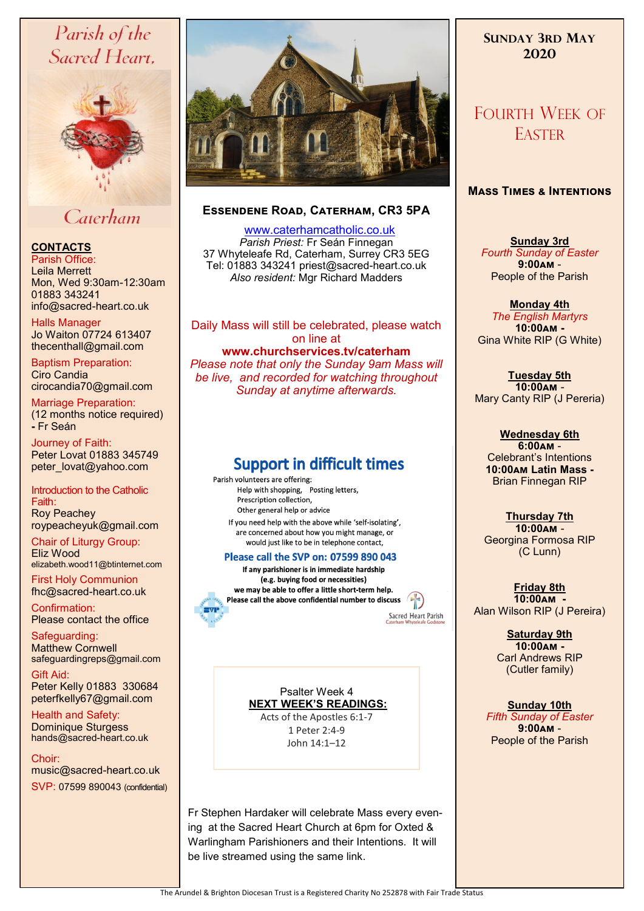# Parish of the Sacred Heart, Caterham

**CONTACTS**

Parish Office:
Leila Merrett
Mon, Wed 9:30am-12:30am
01883 343241
info@sacred-heart.co.uk

Halls Manager
Jo Waiton 07724 613407
thecenthall@gmail.com

Baptism Preparation:
Ciro Candia
cirocandia70@gmail.com

Marriage Preparation:
(12 months notice required)
- Fr Seán

Journey of Faith:
Peter Lovat 01883 345749
peter_lovat@yahoo.com

Introduction to the Catholic Faith:
Roy Peachey
roypeacheyuk@gmail.com

Chair of Liturgy Group:
Eliz Wood
elizabeth.wood11@btinternet.com

First Holy Communion
fhc@sacred-heart.co.uk

Confirmation:
Please contact the office

Safeguarding:
Matthew Cornwell
safeguardingreps@gmail.com

Gift Aid:
Peter Kelly 01883 330684
peterfkelly67@gmail.com

Health and Safety:
Dominique Sturgess
hands@sacred-heart.co.uk

Choir:
music@sacred-heart.co.uk

SVP: 07599 890043 (confidential)

## Essendene Road, Caterham, CR3 5PA

www.caterhamcatholic.co.uk
*Parish Priest:* Fr Seán Finnegan
37 Whyteleafe Rd, Caterham, Surrey CR3 5EG
Tel: 01883 343241 priest@sacred-heart.co.uk
*Also resident:* Mgr Richard Madders

Daily Mass will still be celebrated, please watch on line at
**www.churchservices.tv/caterham**
*Please note that only the Sunday 9am Mass will be live, and recorded for watching throughout Sunday at anytime afterwards.*

## Support in difficult times

Parish volunteers are offering:
- Help with shopping, Posting letters,
- Prescription collection,
- Other general help or advice

If you need help with the above while 'self-isolating', are concerned about how you might manage, or would just like to be in telephone contact,

**Please call the SVP on: 07599 890 043**

**If any parishioner is in immediate hardship (e.g. buying food or necessities) we may be able to offer a little short-term help. Please call the above confidential number to discuss**

Sacred Heart Parish
Caterham Whyteleafe Godstone

Psalter Week 4
**NEXT WEEK'S READINGS:**
Acts of the Apostles 6:1-7
1 Peter 2:4-9
John 14:1–12

Fr Stephen Hardaker will celebrate Mass every evening at the Sacred Heart Church at 6pm for Oxted & Warlingham Parishioners and their Intentions. It will be live streamed using the same link.

## Sunday 3rd May 2020

## Fourth Week of Easter

### Mass Times & Intentions

**Sunday 3rd**
*Fourth Sunday of Easter*
**9:00AM** -
People of the Parish

**Monday 4th**
*The English Martyrs*
**10:00AM** -
Gina White RIP (G White)

**Tuesday 5th**
**10:00AM** -
Mary Canty RIP (J Pereria)

**Wednesday 6th**
**6:00AM** -
Celebrant's Intentions
**10:00AM Latin Mass** -
Brian Finnegan RIP

**Thursday 7th**
**10:00AM** -
Georgina Formosa RIP (C Lunn)

**Friday 8th**
**10:00AM** -
Alan Wilson RIP (J Pereira)

**Saturday 9th**
**10:00AM** -
Carl Andrews RIP (Cutler family)

**Sunday 10th**
*Fifth Sunday of Easter*
**9:00AM** -
People of the Parish

The Arundel & Brighton Diocesan Trust is a Registered Charity No 252878 with Fair Trade Status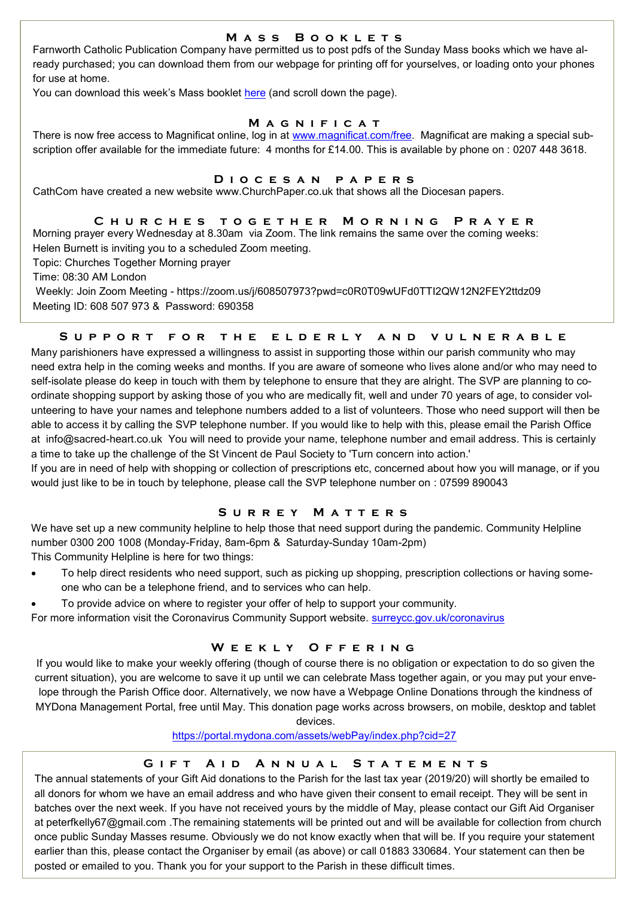## Mass Booklets

Farnworth Catholic Publication Company have permitted us to post pdfs of the Sunday Mass books which we have already purchased; you can download them from our webpage for printing off for yourselves, or loading onto your phones for use at home.

You can download this week's Mass booklet here (and scroll down the page).

## Magnificat

There is now free access to Magnificat online, log in at www.magnificat.com/free. Magnificat are making a special subscription offer available for the immediate future: 4 months for £14.00. This is available by phone on : 0207 448 3618.

## Diocesan papers

CathCom have created a new website www.ChurchPaper.co.uk that shows all the Diocesan papers.

## Churches together Morning Prayer

Morning prayer every Wednesday at 8.30am via Zoom. The link remains the same over the coming weeks:

Helen Burnett is inviting you to a scheduled Zoom meeting.

Topic: Churches Together Morning prayer

Time: 08:30 AM London

Weekly: Join Zoom Meeting - https://zoom.us/j/608507973?pwd=c0R0T09wUFd0TTI2QW12N2FEY2ttdz09

Meeting ID: 608 507 973 & Password: 690358

## Support for the elderly and vulnerable

Many parishioners have expressed a willingness to assist in supporting those within our parish community who may need extra help in the coming weeks and months. If you are aware of someone who lives alone and/or who may need to self-isolate please do keep in touch with them by telephone to ensure that they are alright. The SVP are planning to coordinate shopping support by asking those of you who are medically fit, well and under 70 years of age, to consider volunteering to have your names and telephone numbers added to a list of volunteers. Those who need support will then be able to access it by calling the SVP telephone number. If you would like to help with this, please email the Parish Office at info@sacred-heart.co.uk You will need to provide your name, telephone number and email address. This is certainly a time to take up the challenge of the St Vincent de Paul Society to 'Turn concern into action.'

If you are in need of help with shopping or collection of prescriptions etc, concerned about how you will manage, or if you would just like to be in touch by telephone, please call the SVP telephone number on : 07599 890043

## Surrey Matters

We have set up a new community helpline to help those that need support during the pandemic. Community Helpline number 0300 200 1008 (Monday-Friday, 8am-6pm & Saturday-Sunday 10am-2pm)

This Community Helpline is here for two things:

- To help direct residents who need support, such as picking up shopping, prescription collections or having someone who can be a telephone friend, and to services who can help.
- To provide advice on where to register your offer of help to support your community.

For more information visit the Coronavirus Community Support website. surreycc.gov.uk/coronavirus

## Weekly Offering

If you would like to make your weekly offering (though of course there is no obligation or expectation to do so given the current situation), you are welcome to save it up until we can celebrate Mass together again, or you may put your envelope through the Parish Office door. Alternatively, we now have a Webpage Online Donations through the kindness of MYDona Management Portal, free until May. This donation page works across browsers, on mobile, desktop and tablet devices.

https://portal.mydona.com/assets/webPay/index.php?cid=27

## Gift Aid Annual Statements

The annual statements of your Gift Aid donations to the Parish for the last tax year (2019/20) will shortly be emailed to all donors for whom we have an email address and who have given their consent to email receipt. They will be sent in batches over the next week. If you have not received yours by the middle of May, please contact our Gift Aid Organiser at peterfkelly67@gmail.com .The remaining statements will be printed out and will be available for collection from church once public Sunday Masses resume. Obviously we do not know exactly when that will be. If you require your statement earlier than this, please contact the Organiser by email (as above) or call 01883 330684. Your statement can then be posted or emailed to you. Thank you for your support to the Parish in these difficult times.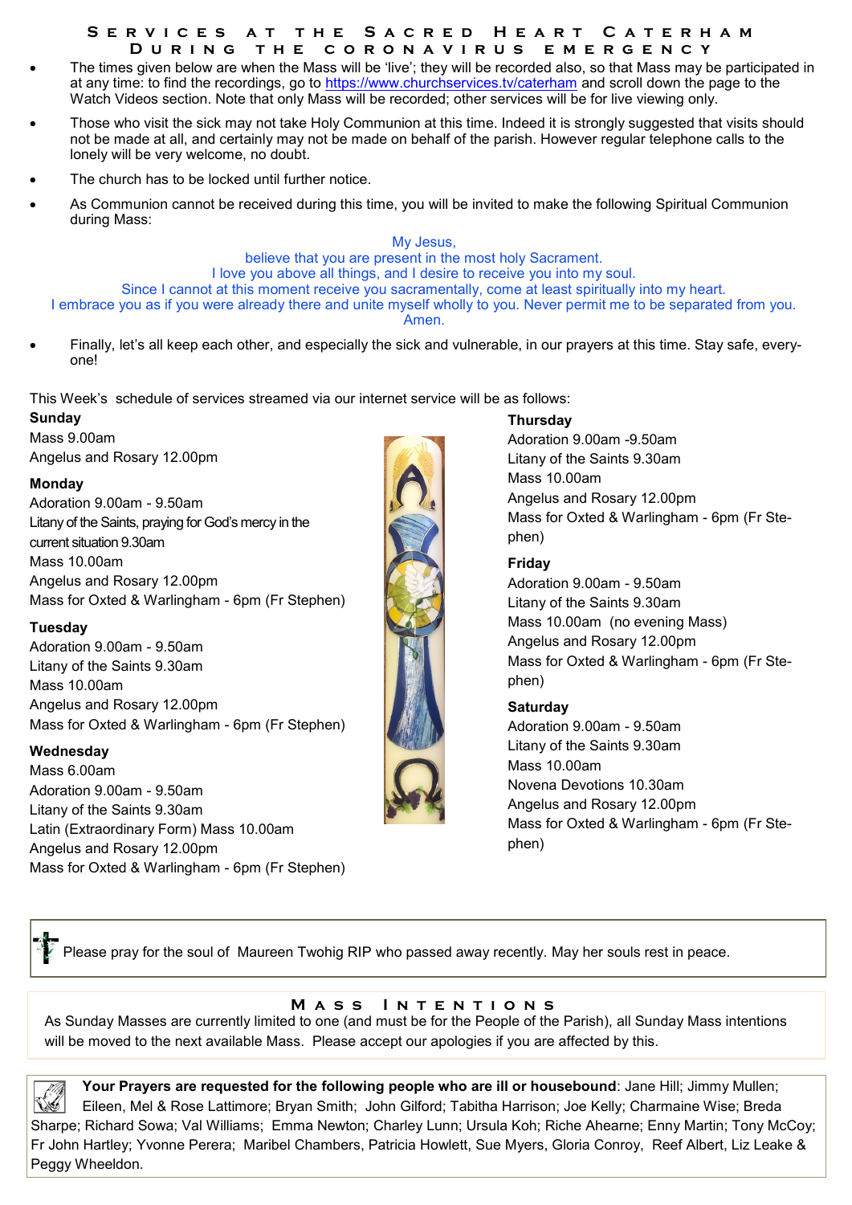## Services at the Sacred Heart Caterham During the Coronavirus Emergency

- The times given below are when the Mass will be 'live'; they will be recorded also, so that Mass may be participated in at any time: to find the recordings, go to https://www.churchservices.tv/caterham and scroll down the page to the Watch Videos section. Note that only Mass will be recorded; other services will be for live viewing only.
- Those who visit the sick may not take Holy Communion at this time. Indeed it is strongly suggested that visits should not be made at all, and certainly may not be made on behalf of the parish. However regular telephone calls to the lonely will be very welcome, no doubt.
- The church has to be locked until further notice.
- As Communion cannot be received during this time, you will be invited to make the following Spiritual Communion during Mass:

My Jesus,
believe that you are present in the most holy Sacrament.
I love you above all things, and I desire to receive you into my soul.
Since I cannot at this moment receive you sacramentally, come at least spiritually into my heart.
I embrace you as if you were already there and unite myself wholly to you. Never permit me to be separated from you.
Amen.

- Finally, let's all keep each other, and especially the sick and vulnerable, in our prayers at this time. Stay safe, everyone!

This Week's schedule of services streamed via our internet service will be as follows:

**Sunday**
Mass 9.00am
Angelus and Rosary 12.00pm

**Monday**
Adoration 9.00am - 9.50am
Litany of the Saints, praying for God's mercy in the current situation 9.30am
Mass 10.00am
Angelus and Rosary 12.00pm
Mass for Oxted & Warlingham - 6pm (Fr Stephen)

**Tuesday**
Adoration 9.00am - 9.50am
Litany of the Saints 9.30am
Mass 10.00am
Angelus and Rosary 12.00pm
Mass for Oxted & Warlingham - 6pm (Fr Stephen)

**Wednesday**
Mass 6.00am
Adoration 9.00am - 9.50am
Litany of the Saints 9.30am
Latin (Extraordinary Form) Mass 10.00am
Angelus and Rosary 12.00pm
Mass for Oxted & Warlingham - 6pm (Fr Stephen)

**Thursday**
Adoration 9.00am -9.50am
Litany of the Saints 9.30am
Mass 10.00am
Angelus and Rosary 12.00pm
Mass for Oxted & Warlingham - 6pm (Fr Stephen)

**Friday**
Adoration 9.00am - 9.50am
Litany of the Saints 9.30am
Mass 10.00am (no evening Mass)
Angelus and Rosary 12.00pm
Mass for Oxted & Warlingham - 6pm (Fr Stephen)

**Saturday**
Adoration 9.00am - 9.50am
Litany of the Saints 9.30am
Mass 10.00am
Novena Devotions 10.30am
Angelus and Rosary 12.00pm
Mass for Oxted & Warlingham - 6pm (Fr Stephen)

Please pray for the soul of Maureen Twohig RIP who passed away recently. May her souls rest in peace.

## Mass Intentions

As Sunday Masses are currently limited to one (and must be for the People of the Parish), all Sunday Mass intentions will be moved to the next available Mass. Please accept our apologies if you are affected by this.

**Your Prayers are requested for the following people who are ill or housebound**: Jane Hill; Jimmy Mullen; Eileen, Mel & Rose Lattimore; Bryan Smith; John Gilford; Tabitha Harrison; Joe Kelly; Charmaine Wise; Breda Sharpe; Richard Sowa; Val Williams; Emma Newton; Charley Lunn; Ursula Koh; Riche Ahearne; Enny Martin; Tony McCoy; Fr John Hartley; Yvonne Perera; Maribel Chambers, Patricia Howlett, Sue Myers, Gloria Conroy, Reef Albert, Liz Leake & Peggy Wheeldon.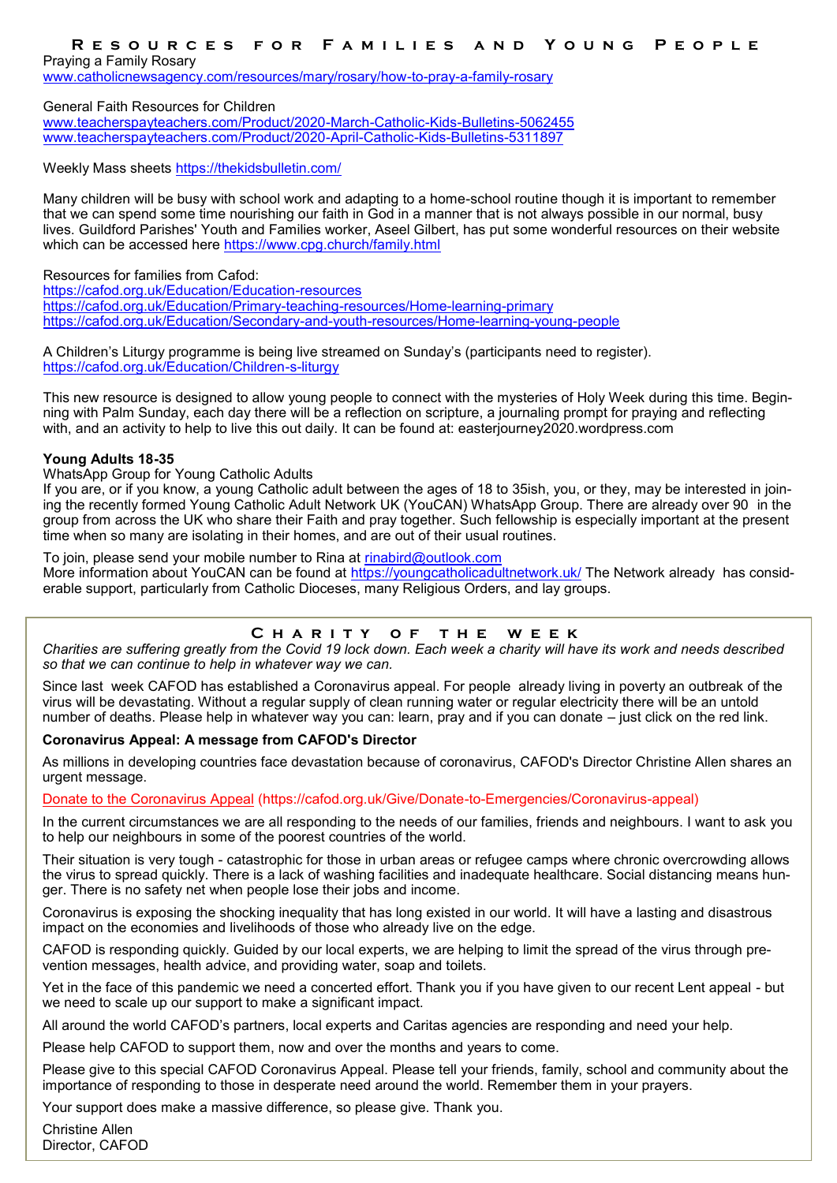## Resources for Families and Young People

Praying a Family Rosary
www.catholicnewsagency.com/resources/mary/rosary/how-to-pray-a-family-rosary

General Faith Resources for Children
www.teacherspayteachers.com/Product/2020-March-Catholic-Kids-Bulletins-5062455
www.teacherspayteachers.com/Product/2020-April-Catholic-Kids-Bulletins-5311897

Weekly Mass sheets https://thekidsbulletin.com/

Many children will be busy with school work and adapting to a home-school routine though it is important to remember that we can spend some time nourishing our faith in God in a manner that is not always possible in our normal, busy lives. Guildford Parishes' Youth and Families worker, Aseel Gilbert, has put some wonderful resources on their website which can be accessed here https://www.cpg.church/family.html

Resources for families from Cafod:
https://cafod.org.uk/Education/Education-resources
https://cafod.org.uk/Education/Primary-teaching-resources/Home-learning-primary
https://cafod.org.uk/Education/Secondary-and-youth-resources/Home-learning-young-people

A Children's Liturgy programme is being live streamed on Sunday's (participants need to register).
https://cafod.org.uk/Education/Children-s-liturgy

This new resource is designed to allow young people to connect with the mysteries of Holy Week during this time. Beginning with Palm Sunday, each day there will be a reflection on scripture, a journaling prompt for praying and reflecting with, and an activity to help to live this out daily. It can be found at: easterjourney2020.wordpress.com

**Young Adults 18-35**

WhatsApp Group for Young Catholic Adults

If you are, or if you know, a young Catholic adult between the ages of 18 to 35ish, you, or they, may be interested in joining the recently formed Young Catholic Adult Network UK (YouCAN) WhatsApp Group. There are already over 90 in the group from across the UK who share their Faith and pray together. Such fellowship is especially important at the present time when so many are isolating in their homes, and are out of their usual routines.

To join, please send your mobile number to Rina at rinabird@outlook.com
More information about YouCAN can be found at https://youngcatholicadultnetwork.uk/ The Network already has considerable support, particularly from Catholic Dioceses, many Religious Orders, and lay groups.

## Charity of the Week

*Charities are suffering greatly from the Covid 19 lock down. Each week a charity will have its work and needs described so that we can continue to help in whatever way we can.*

Since last week CAFOD has established a Coronavirus appeal. For people already living in poverty an outbreak of the virus will be devastating. Without a regular supply of clean running water or regular electricity there will be an untold number of deaths. Please help in whatever way you can: learn, pray and if you can donate – just click on the red link.

**Coronavirus Appeal: A message from CAFOD's Director**

As millions in developing countries face devastation because of coronavirus, CAFOD's Director Christine Allen shares an urgent message.

Donate to the Coronavirus Appeal (https://cafod.org.uk/Give/Donate-to-Emergencies/Coronavirus-appeal)

In the current circumstances we are all responding to the needs of our families, friends and neighbours. I want to ask you to help our neighbours in some of the poorest countries of the world.

Their situation is very tough - catastrophic for those in urban areas or refugee camps where chronic overcrowding allows the virus to spread quickly. There is a lack of washing facilities and inadequate healthcare. Social distancing means hunger. There is no safety net when people lose their jobs and income.

Coronavirus is exposing the shocking inequality that has long existed in our world. It will have a lasting and disastrous impact on the economies and livelihoods of those who already live on the edge.

CAFOD is responding quickly. Guided by our local experts, we are helping to limit the spread of the virus through prevention messages, health advice, and providing water, soap and toilets.

Yet in the face of this pandemic we need a concerted effort. Thank you if you have given to our recent Lent appeal - but we need to scale up our support to make a significant impact.

All around the world CAFOD's partners, local experts and Caritas agencies are responding and need your help.

Please help CAFOD to support them, now and over the months and years to come.

Please give to this special CAFOD Coronavirus Appeal. Please tell your friends, family, school and community about the importance of responding to those in desperate need around the world. Remember them in your prayers.

Your support does make a massive difference, so please give. Thank you.

Christine Allen
Director, CAFOD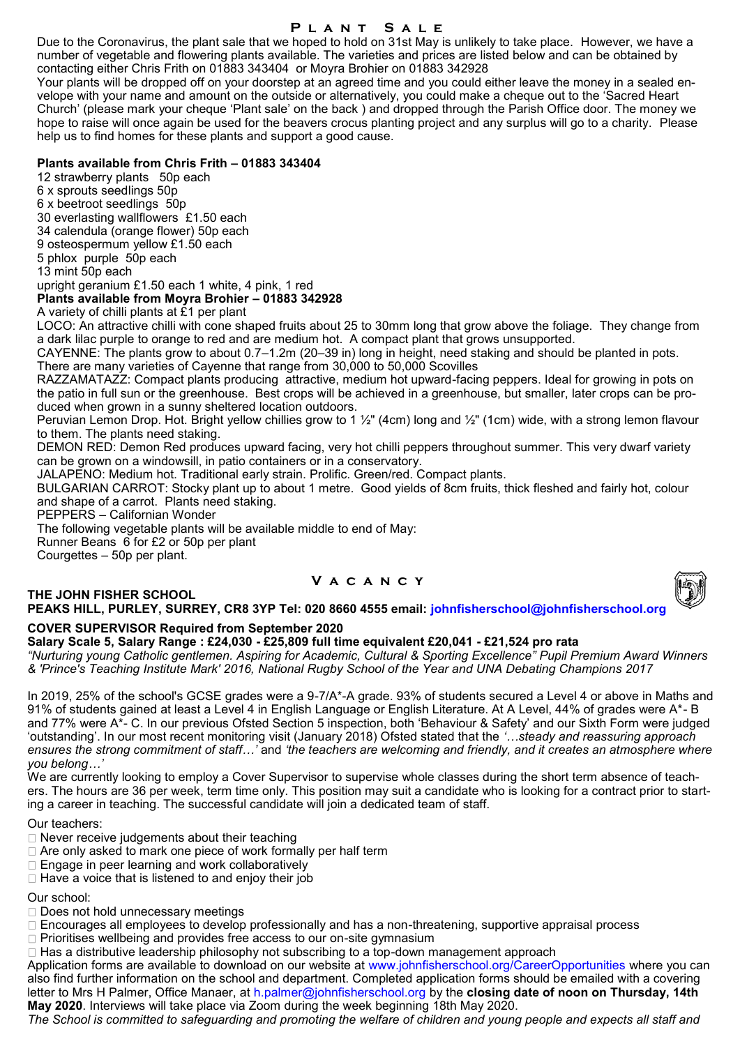## Plant Sale

Due to the Coronavirus, the plant sale that we hoped to hold on 31st May is unlikely to take place. However, we have a number of vegetable and flowering plants available. The varieties and prices are listed below and can be obtained by contacting either Chris Frith on 01883 343404 or Moyra Brohier on 01883 342928

Your plants will be dropped off on your doorstep at an agreed time and you could either leave the money in a sealed envelope with your name and amount on the outside or alternatively, you could make a cheque out to the 'Sacred Heart Church' (please mark your cheque 'Plant sale' on the back ) and dropped through the Parish Office door. The money we hope to raise will once again be used for the beavers crocus planting project and any surplus will go to a charity. Please help us to find homes for these plants and support a good cause.

**Plants available from Chris Frith – 01883 343404**

12 strawberry plants 50p each
6 x sprouts seedlings 50p
6 x beetroot seedlings 50p
30 everlasting wallflowers £1.50 each
34 calendula (orange flower) 50p each
9 osteospermum yellow £1.50 each
5 phlox purple 50p each
13 mint 50p each
upright geranium £1.50 each 1 white, 4 pink, 1 red

**Plants available from Moyra Brohier – 01883 342928**

A variety of chilli plants at £1 per plant

LOCO: An attractive chilli with cone shaped fruits about 25 to 30mm long that grow above the foliage. They change from a dark lilac purple to orange to red and are medium hot. A compact plant that grows unsupported.

CAYENNE: The plants grow to about 0.7–1.2m (20–39 in) long in height, need staking and should be planted in pots. There are many varieties of Cayenne that range from 30,000 to 50,000 Scovilles

RAZZAMATAZZ: Compact plants producing attractive, medium hot upward-facing peppers. Ideal for growing in pots on the patio in full sun or the greenhouse. Best crops will be achieved in a greenhouse, but smaller, later crops can be produced when grown in a sunny sheltered location outdoors.

Peruvian Lemon Drop. Hot. Bright yellow chillies grow to 1 ½" (4cm) long and ½" (1cm) wide, with a strong lemon flavour to them. The plants need staking.

DEMON RED: Demon Red produces upward facing, very hot chilli peppers throughout summer. This very dwarf variety can be grown on a windowsill, in patio containers or in a conservatory.

JALAPENO: Medium hot. Traditional early strain. Prolific. Green/red. Compact plants.

BULGARIAN CARROT: Stocky plant up to about 1 metre. Good yields of 8cm fruits, thick fleshed and fairly hot, colour and shape of a carrot. Plants need staking.

PEPPERS – Californian Wonder

The following vegetable plants will be available middle to end of May:

Runner Beans 6 for £2 or 50p per plant
Courgettes – 50p per plant.

## Vacancy

**THE JOHN FISHER SCHOOL**
**PEAKS HILL, PURLEY, SURREY, CR8 3YP Tel: 020 8660 4555 email: johnfisherschool@johnfisherschool.org**

**COVER SUPERVISOR Required from September 2020**
**Salary Scale 5, Salary Range : £24,030 - £25,809 full time equivalent £20,041 - £21,524 pro rata**

*"Nurturing young Catholic gentlemen. Aspiring for Academic, Cultural & Sporting Excellence" Pupil Premium Award Winners & 'Prince's Teaching Institute Mark' 2016, National Rugby School of the Year and UNA Debating Champions 2017*

In 2019, 25% of the school's GCSE grades were a 9-7/A*-A grade. 93% of students secured a Level 4 or above in Maths and 91% of students gained at least a Level 4 in English Language or English Literature. At A Level, 44% of grades were A*- B and 77% were A*- C. In our previous Ofsted Section 5 inspection, both 'Behaviour & Safety' and our Sixth Form were judged 'outstanding'. In our most recent monitoring visit (January 2018) Ofsted stated that the *'…steady and reassuring approach ensures the strong commitment of staff…'* and *'the teachers are welcoming and friendly, and it creates an atmosphere where you belong…'*

We are currently looking to employ a Cover Supervisor to supervise whole classes during the short term absence of teachers. The hours are 36 per week, term time only. This position may suit a candidate who is looking for a contract prior to starting a career in teaching. The successful candidate will join a dedicated team of staff.

Our teachers:

- Never receive judgements about their teaching
- Are only asked to mark one piece of work formally per half term
- Engage in peer learning and work collaboratively
- Have a voice that is listened to and enjoy their job

Our school:

- Does not hold unnecessary meetings
- Encourages all employees to develop professionally and has a non-threatening, supportive appraisal process
- Prioritises wellbeing and provides free access to our on-site gymnasium
- Has a distributive leadership philosophy not subscribing to a top-down management approach

Application forms are available to download on our website at www.johnfisherschool.org/CareerOpportunities where you can also find further information on the school and department. Completed application forms should be emailed with a covering letter to Mrs H Palmer, Office Manaer, at h.palmer@johnfisherschool.org by the **closing date of noon on Thursday, 14th May 2020**. Interviews will take place via Zoom during the week beginning 18th May 2020.

*The School is committed to safeguarding and promoting the welfare of children and young people and expects all staff and*